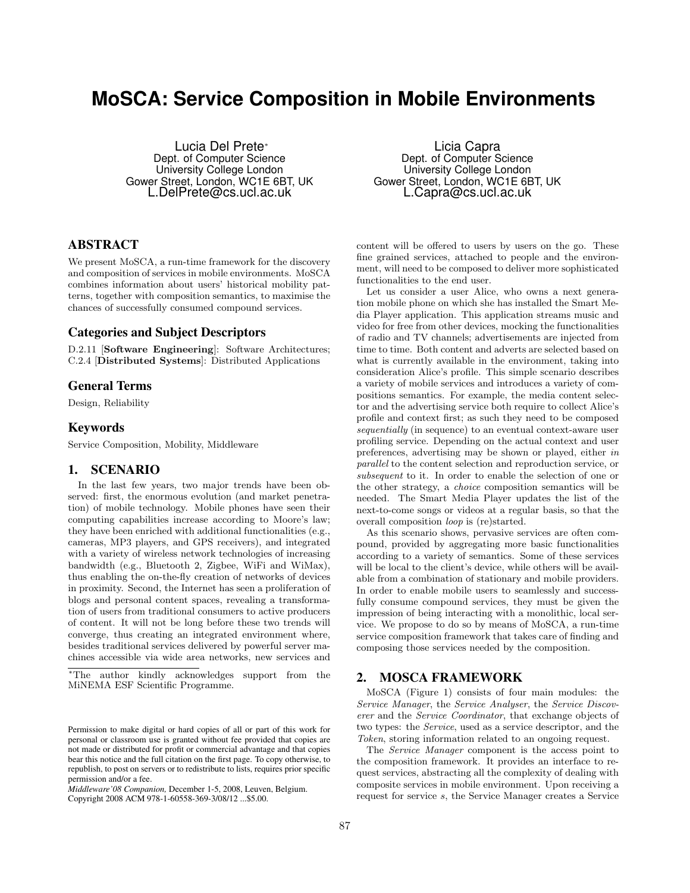# MoSCA: Service Composition in Mobile Environments

Lucia Del Prete*
Dept. of Computer Science
University College London
Gower Street, London, WC1E 6BT, UK
L.DelPrete@cs.ucl.ac.uk

Licia Capra
Dept. of Computer Science
University College London
Gower Street, London, WC1E 6BT, UK
L.Capra@cs.ucl.ac.uk

## ABSTRACT

We present MoSCA, a run-time framework for the discovery and composition of services in mobile environments. MoSCA combines information about users' historical mobility patterns, together with composition semantics, to maximise the chances of successfully consumed compound services.

### Categories and Subject Descriptors

D.2.11 [**Software Engineering**]: Software Architectures; C.2.4 [**Distributed Systems**]: Distributed Applications

### General Terms

Design, Reliability

### Keywords

Service Composition, Mobility, Middleware

## 1. SCENARIO

In the last few years, two major trends have been observed: first, the enormous evolution (and market penetration) of mobile technology. Mobile phones have seen their computing capabilities increase according to Moore's law; they have been enriched with additional functionalities (e.g., cameras, MP3 players, and GPS receivers), and integrated with a variety of wireless network technologies of increasing bandwidth (e.g., Bluetooth 2, Zigbee, WiFi and WiMax), thus enabling the on-the-fly creation of networks of devices in proximity. Second, the Internet has seen a proliferation of blogs and personal content spaces, revealing a transformation of users from traditional consumers to active producers of content. It will not be long before these two trends will converge, thus creating an integrated environment where, besides traditional services delivered by powerful server machines accessible via wide area networks, new services and content will be offered to users by users on the go. These fine grained services, attached to people and the environment, will need to be composed to deliver more sophisticated functionalities to the end user.

Let us consider a user Alice, who owns a next generation mobile phone on which she has installed the Smart Media Player application. This application streams music and video for free from other devices, mocking the functionalities of radio and TV channels; advertisements are injected from time to time. Both content and adverts are selected based on what is currently available in the environment, taking into consideration Alice's profile. This simple scenario describes a variety of mobile services and introduces a variety of compositions semantics. For example, the media content selector and the advertising service both require to collect Alice's profile and context first; as such they need to be composed *sequentially* (in sequence) to an eventual context-aware user profiling service. Depending on the actual context and user preferences, advertising may be shown or played, either *in parallel* to the content selection and reproduction service, or *subsequent* to it. In order to enable the selection of one or the other strategy, a *choice* composition semantics will be needed. The Smart Media Player updates the list of the next-to-come songs or videos at a regular basis, so that the overall composition *loop* is (re)started.

As this scenario shows, pervasive services are often compound, provided by aggregating more basic functionalities according to a variety of semantics. Some of these services will be local to the client's device, while others will be available from a combination of stationary and mobile providers. In order to enable mobile users to seamlessly and successfully consume compound services, they must be given the impression of being interacting with a monolithic, local service. We propose to do so by means of MoSCA, a run-time service composition framework that takes care of finding and composing those services needed by the composition.

## 2. MOSCA FRAMEWORK

MoSCA (Figure 1) consists of four main modules: the *Service Manager*, the *Service Analyser*, the *Service Discoverer* and the *Service Coordinator*, that exchange objects of two types: the *Service*, used as a service descriptor, and the *Token*, storing information related to an ongoing request.

The *Service Manager* component is the access point to the composition framework. It provides an interface to request services, abstracting all the complexity of dealing with composite services in mobile environment. Upon receiving a request for service $s$, the Service Manager creates a Service

*The author kindly acknowledges support from the MiNEMA ESF Scientific Programme.

Permission to make digital or hard copies of all or part of this work for personal or classroom use is granted without fee provided that copies are not made or distributed for profit or commercial advantage and that copies bear this notice and the full citation on the first page. To copy otherwise, to republish, to post on servers or to redistribute to lists, requires prior specific permission and/or a fee.
*Middleware'08 Companion,* December 1-5, 2008, Leuven, Belgium.
Copyright 2008 ACM 978-1-60558-369-3/08/12 ...$5.00.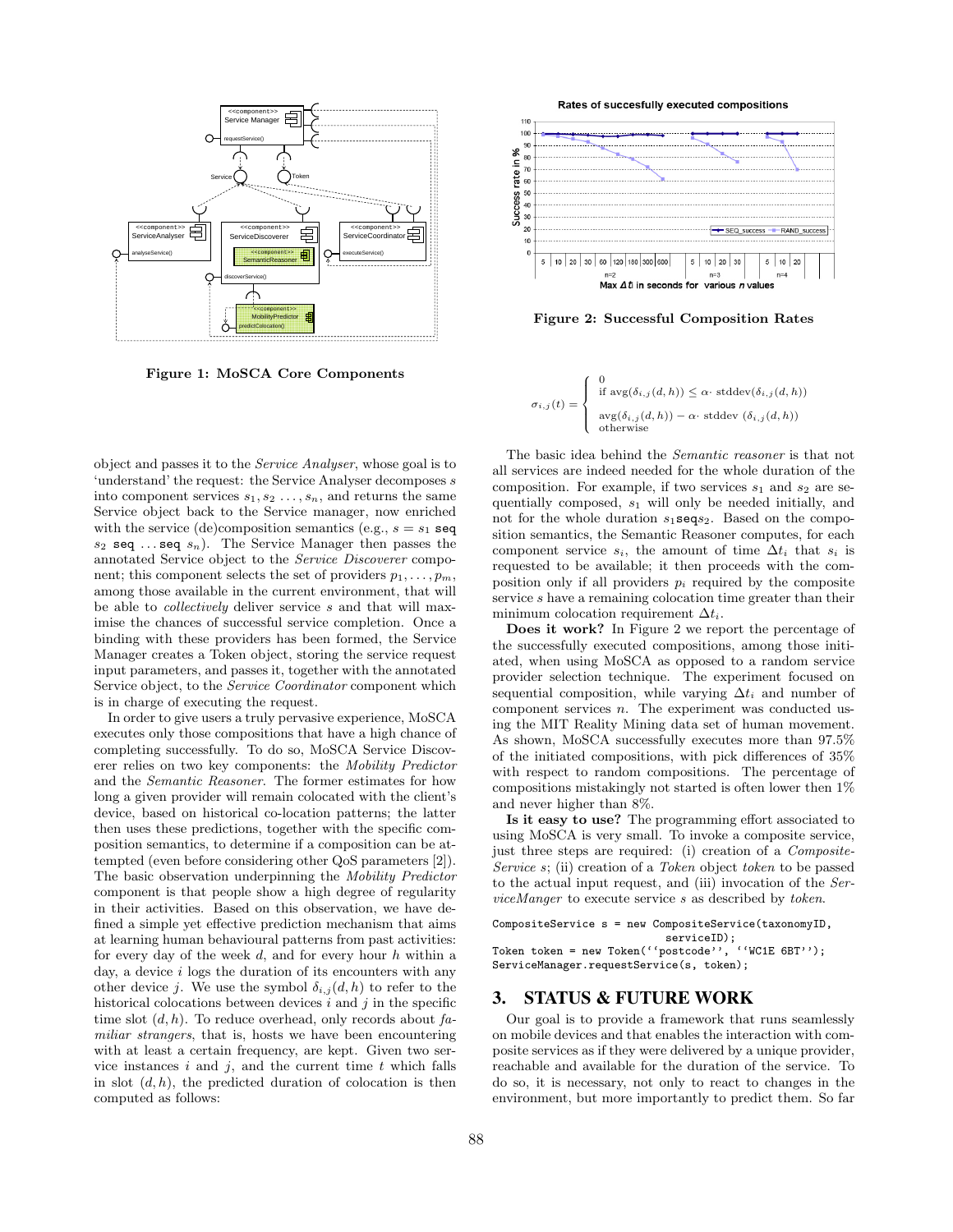<<component>>
Service Manager
requestService()
Service
Token
<<component>>
ServiceAnalyser
analyseService()
<<component>>
ServiceDiscoverer
<<component>>
SemanticReasoner
discoverService()
<<component>>
ServiceCoordinator
executeService()
<<component>>
MobilityPredictor
predictColocation()

**Figure 1: MoSCA Core Components**

object and passes it to the *Service Analyser*, whose goal is to 'understand' the request: the Service Analyser decomposes $s$ into component services $s_1, s_2 \ldots, s_n$, and returns the same Service object back to the Service manager, now enriched with the service (de)composition semantics (e.g., $s = s_1$ `seq` $s_2$ `seq` ... `seq` $s_n$). The Service Manager then passes the annotated Service object to the *Service Discoverer* component; this component selects the set of providers $p_1, \ldots, p_m$, among those available in the current environment, that will be able to *collectively* deliver service $s$ and that will maximise the chances of successful service completion. Once a binding with these providers has been formed, the Service Manager creates a Token object, storing the service request input parameters, and passes it, together with the annotated Service object, to the *Service Coordinator* component which is in charge of executing the request.

In order to give users a truly pervasive experience, MoSCA executes only those compositions that have a high chance of completing successfully. To do so, MoSCA Service Discoverer relies on two key components: the *Mobility Predictor* and the *Semantic Reasoner*. The former estimates for how long a given provider will remain colocated with the client's device, based on historical co-location patterns; the latter then uses these predictions, together with the specific composition semantics, to determine if a composition can be attempted (even before considering other QoS parameters [2]). The basic observation underpinning the *Mobility Predictor* component is that people show a high degree of regularity in their activities. Based on this observation, we have defined a simple yet effective prediction mechanism that aims at learning human behavioural patterns from past activities: for every day of the week $d$, and for every hour $h$ within a day, a device $i$ logs the duration of its encounters with any other device $j$. We use the symbol $\delta_{i,j}(d,h)$ to refer to the historical colocations between devices $i$ and $j$ in the specific time slot $(d,h)$. To reduce overhead, only records about *familiar strangers*, that is, hosts we have been encountering with at least a certain frequency, are kept. Given two service instances $i$ and $j$, and the current time $t$ which falls in slot $(d,h)$, the predicted duration of colocation is then computed as follows:

Rates of succesfully executed compositions
110
100
90
80
70
60
50
40
30
20
10
0
Success rate in %
SEQ_success
RAND_success
5 10 20 30 60 120 180 300 600 | 5 10 20 30 | 5 10 20
n=2 n=3 n=4
Max $\Delta t_i$ in seconds for various $n$ values

**Figure 2: Successful Composition Rates**

$$
\sigma_{i,j}(t) = \begin{cases} 0 \\ \text{if avg}(\delta_{i,j}(d,h)) \leq \alpha \cdot \text{ stddev}(\delta_{i,j}(d,h)) \\ \\ \text{avg}(\delta_{i,j}(d,h)) - \alpha \cdot \text{ stddev } (\delta_{i,j}(d,h)) \\ \text{otherwise} \end{cases}
$$

The basic idea behind the *Semantic reasoner* is that not all services are indeed needed for the whole duration of the composition. For example, if two services $s_1$ and $s_2$ are sequentially composed, $s_1$ will only be needed initially, and not for the whole duration $s_1$`seq`$s_2$. Based on the composition semantics, the Semantic Reasoner computes, for each component service $s_i$, the amount of time $\Delta t_i$ that $s_i$ is requested to be available; it then proceeds with the composition only if all providers $p_i$ required by the composite service $s$ have a remaining colocation time greater than their minimum colocation requirement $\Delta t_i$.

**Does it work?** In Figure 2 we report the percentage of the successfully executed compositions, among those initiated, when using MoSCA as opposed to a random service provider selection technique. The experiment focused on sequential composition, while varying $\Delta t_i$ and number of component services $n$. The experiment was conducted using the MIT Reality Mining data set of human movement. As shown, MoSCA successfully executes more than 97.5% of the initiated compositions, with pick differences of 35% with respect to random compositions. The percentage of compositions mistakingly not started is often lower then 1% and never higher than 8%.

**Is it easy to use?** The programming effort associated to using MoSCA is very small. To invoke a composite service, just three steps are required: (i) creation of a *CompositeService s*; (ii) creation of a *Token* object *token* to be passed to the actual input request, and (iii) invocation of the *ServiceManger* to execute service $s$ as described by *token*.

```
CompositeService s = new CompositeService(taxonomyID,
                             serviceID);
Token token = new Token(''postcode'', ''WC1E 6BT'');
ServiceManager.requestService(s, token);
```

## 3. STATUS & FUTURE WORK

Our goal is to provide a framework that runs seamlessly on mobile devices and that enables the interaction with composite services as if they were delivered by a unique provider, reachable and available for the duration of the service. To do so, it is necessary, not only to react to changes in the environment, but more importantly to predict them. So far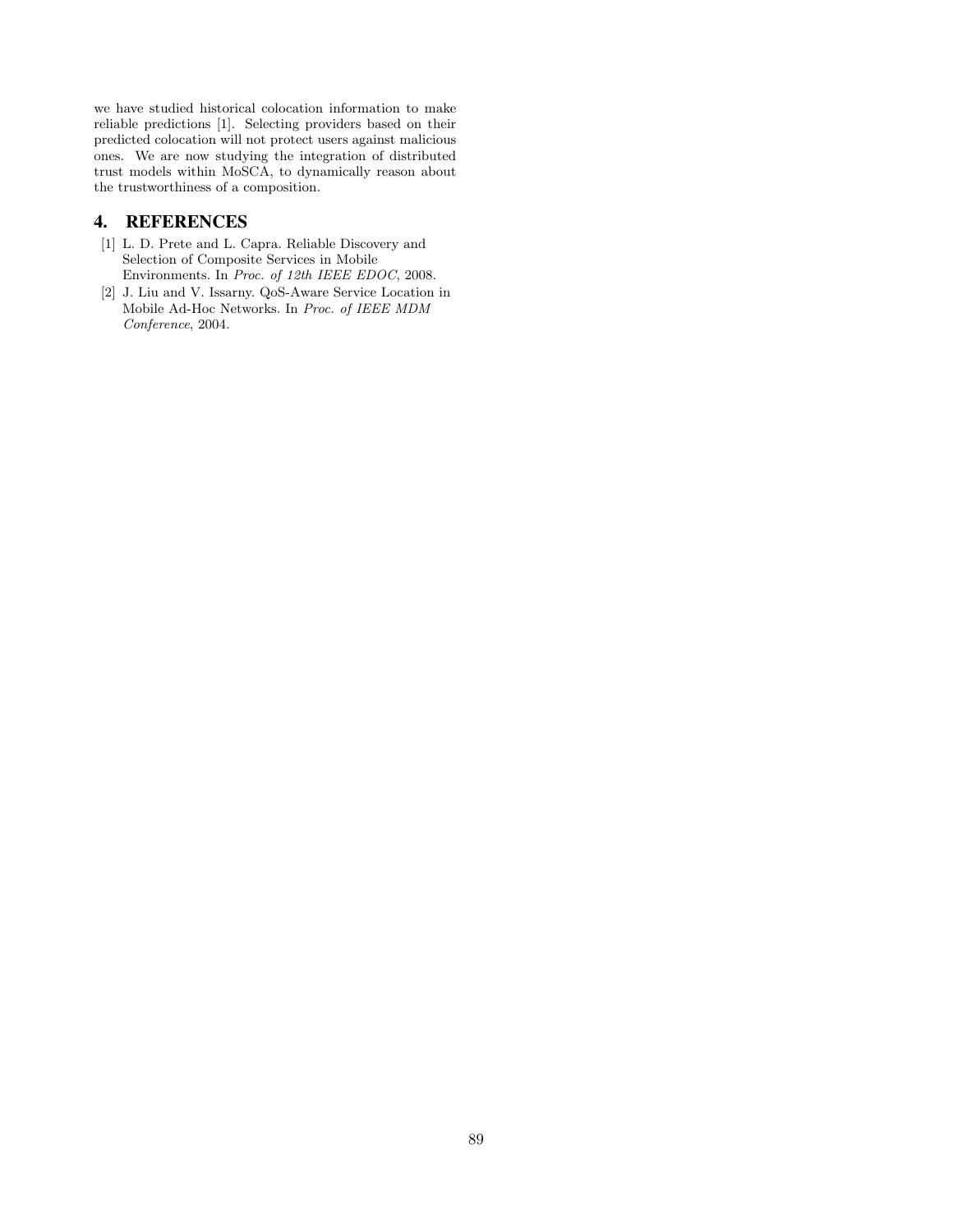we have studied historical colocation information to make reliable predictions [1]. Selecting providers based on their predicted colocation will not protect users against malicious ones. We are now studying the integration of distributed trust models within MoSCA, to dynamically reason about the trustworthiness of a composition.

## 4. REFERENCES

[1] L. D. Prete and L. Capra. Reliable Discovery and Selection of Composite Services in Mobile Environments. In *Proc. of 12th IEEE EDOC*, 2008.

[2] J. Liu and V. Issarny. QoS-Aware Service Location in Mobile Ad-Hoc Networks. In *Proc. of IEEE MDM Conference*, 2004.